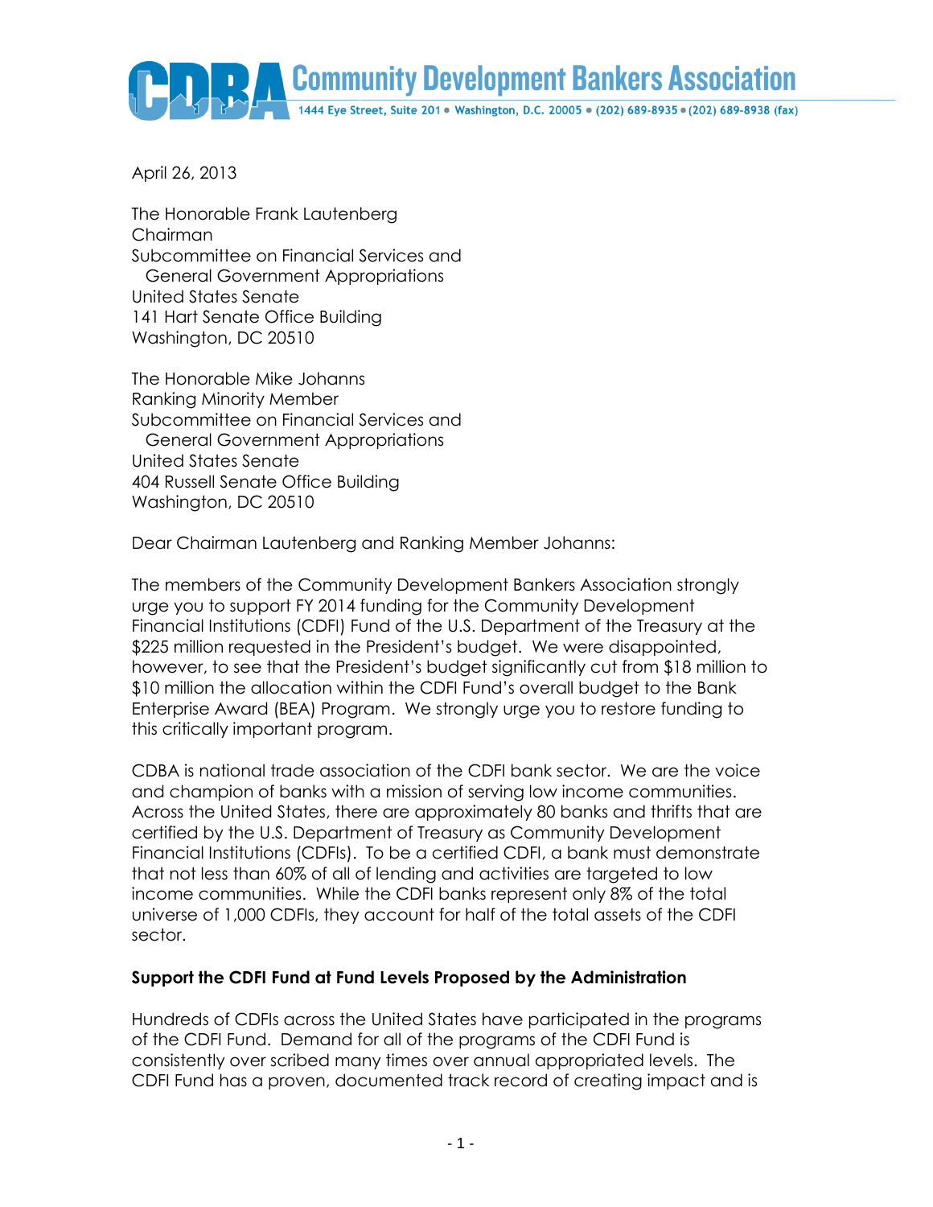# Community Development Bankers Association

1444 Eye Street, Suite 201 • Washington, D.C. 20005 • (202) 689-8935 • (202) 689-8938 (fax)

April 26, 2013

The Honorable Frank Lautenberg
Chairman
Subcommittee on Financial Services and
General Government Appropriations
United States Senate
141 Hart Senate Office Building
Washington, DC 20510

The Honorable Mike Johanns
Ranking Minority Member
Subcommittee on Financial Services and
General Government Appropriations
United States Senate
404 Russell Senate Office Building
Washington, DC 20510

Dear Chairman Lautenberg and Ranking Member Johanns:

The members of the Community Development Bankers Association strongly urge you to support FY 2014 funding for the Community Development Financial Institutions (CDFI) Fund of the U.S. Department of the Treasury at the $225 million requested in the President's budget. We were disappointed, however, to see that the President's budget significantly cut from $18 million to $10 million the allocation within the CDFI Fund's overall budget to the Bank Enterprise Award (BEA) Program. We strongly urge you to restore funding to this critically important program.

CDBA is national trade association of the CDFI bank sector. We are the voice and champion of banks with a mission of serving low income communities. Across the United States, there are approximately 80 banks and thrifts that are certified by the U.S. Department of Treasury as Community Development Financial Institutions (CDFIs). To be a certified CDFI, a bank must demonstrate that not less than 60% of all of lending and activities are targeted to low income communities. While the CDFI banks represent only 8% of the total universe of 1,000 CDFIs, they account for half of the total assets of the CDFI sector.

**Support the CDFI Fund at Fund Levels Proposed by the Administration**

Hundreds of CDFIs across the United States have participated in the programs of the CDFI Fund. Demand for all of the programs of the CDFI Fund is consistently over scribed many times over annual appropriated levels. The CDFI Fund has a proven, documented track record of creating impact and is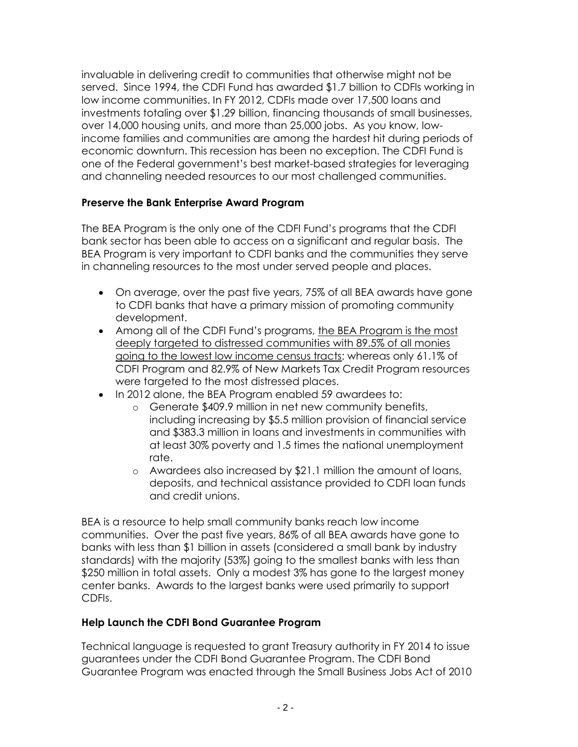invaluable in delivering credit to communities that otherwise might not be served. Since 1994, the CDFI Fund has awarded $1.7 billion to CDFIs working in low income communities. In FY 2012, CDFIs made over 17,500 loans and investments totaling over $1.29 billion, financing thousands of small businesses, over 14,000 housing units, and more than 25,000 jobs. As you know, low-income families and communities are among the hardest hit during periods of economic downturn. This recession has been no exception. The CDFI Fund is one of the Federal government's best market-based strategies for leveraging and channeling needed resources to our most challenged communities.

**Preserve the Bank Enterprise Award Program**

The BEA Program is the only one of the CDFI Fund's programs that the CDFI bank sector has been able to access on a significant and regular basis. The BEA Program is very important to CDFI banks and the communities they serve in channeling resources to the most under served people and places.

- On average, over the past five years, 75% of all BEA awards have gone to CDFI banks that have a primary mission of promoting community development.
- Among all of the CDFI Fund's programs, <u>the BEA Program is the most deeply targeted to distressed communities with 89.5% of all monies going to the lowest low income census tracts</u>; whereas only 61.1% of CDFI Program and 82.9% of New Markets Tax Credit Program resources were targeted to the most distressed places.
- In 2012 alone, the BEA Program enabled 59 awardees to:
  - Generate $409.9 million in net new community benefits, including increasing by $5.5 million provision of financial service and $383.3 million in loans and investments in communities with at least 30% poverty and 1.5 times the national unemployment rate.
  - Awardees also increased by $21.1 million the amount of loans, deposits, and technical assistance provided to CDFI loan funds and credit unions.

BEA is a resource to help small community banks reach low income communities. Over the past five years, 86% of all BEA awards have gone to banks with less than $1 billion in assets (considered a small bank by industry standards) with the majority (53%) going to the smallest banks with less than $250 million in total assets. Only a modest 3% has gone to the largest money center banks. Awards to the largest banks were used primarily to support CDFIs.

**Help Launch the CDFI Bond Guarantee Program**

Technical language is requested to grant Treasury authority in FY 2014 to issue guarantees under the CDFI Bond Guarantee Program. The CDFI Bond Guarantee Program was enacted through the Small Business Jobs Act of 2010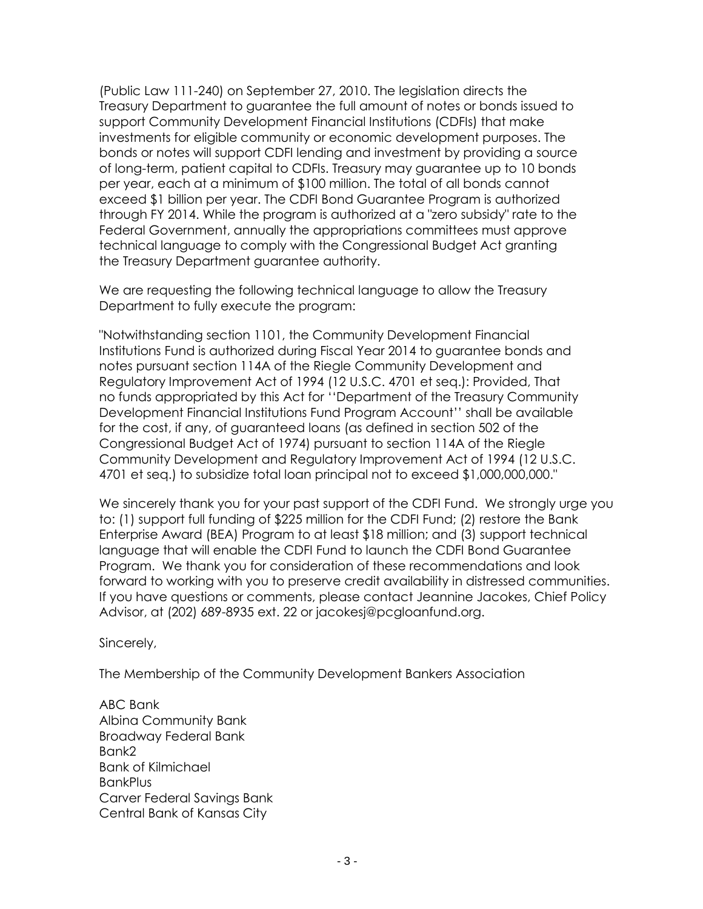(Public Law 111-240) on September 27, 2010. The legislation directs the Treasury Department to guarantee the full amount of notes or bonds issued to support Community Development Financial Institutions (CDFIs) that make investments for eligible community or economic development purposes. The bonds or notes will support CDFI lending and investment by providing a source of long-term, patient capital to CDFIs. Treasury may guarantee up to 10 bonds per year, each at a minimum of $100 million. The total of all bonds cannot exceed $1 billion per year. The CDFI Bond Guarantee Program is authorized through FY 2014. While the program is authorized at a "zero subsidy" rate to the Federal Government, annually the appropriations committees must approve technical language to comply with the Congressional Budget Act granting the Treasury Department guarantee authority.

We are requesting the following technical language to allow the Treasury Department to fully execute the program:

"Notwithstanding section 1101, the Community Development Financial Institutions Fund is authorized during Fiscal Year 2014 to guarantee bonds and notes pursuant section 114A of the Riegle Community Development and Regulatory Improvement Act of 1994 (12 U.S.C. 4701 et seq.): Provided, That no funds appropriated by this Act for ''Department of the Treasury Community Development Financial Institutions Fund Program Account'' shall be available for the cost, if any, of guaranteed loans (as defined in section 502 of the Congressional Budget Act of 1974) pursuant to section 114A of the Riegle Community Development and Regulatory Improvement Act of 1994 (12 U.S.C. 4701 et seq.) to subsidize total loan principal not to exceed $1,000,000,000."

We sincerely thank you for your past support of the CDFI Fund. We strongly urge you to: (1) support full funding of $225 million for the CDFI Fund; (2) restore the Bank Enterprise Award (BEA) Program to at least $18 million; and (3) support technical language that will enable the CDFI Fund to launch the CDFI Bond Guarantee Program. We thank you for consideration of these recommendations and look forward to working with you to preserve credit availability in distressed communities. If you have questions or comments, please contact Jeannine Jacokes, Chief Policy Advisor, at (202) 689-8935 ext. 22 or jacokesj@pcgloanfund.org.

Sincerely,

The Membership of the Community Development Bankers Association

ABC Bank  
Albina Community Bank  
Broadway Federal Bank  
Bank2  
Bank of Kilmichael  
BankPlus  
Carver Federal Savings Bank  
Central Bank of Kansas City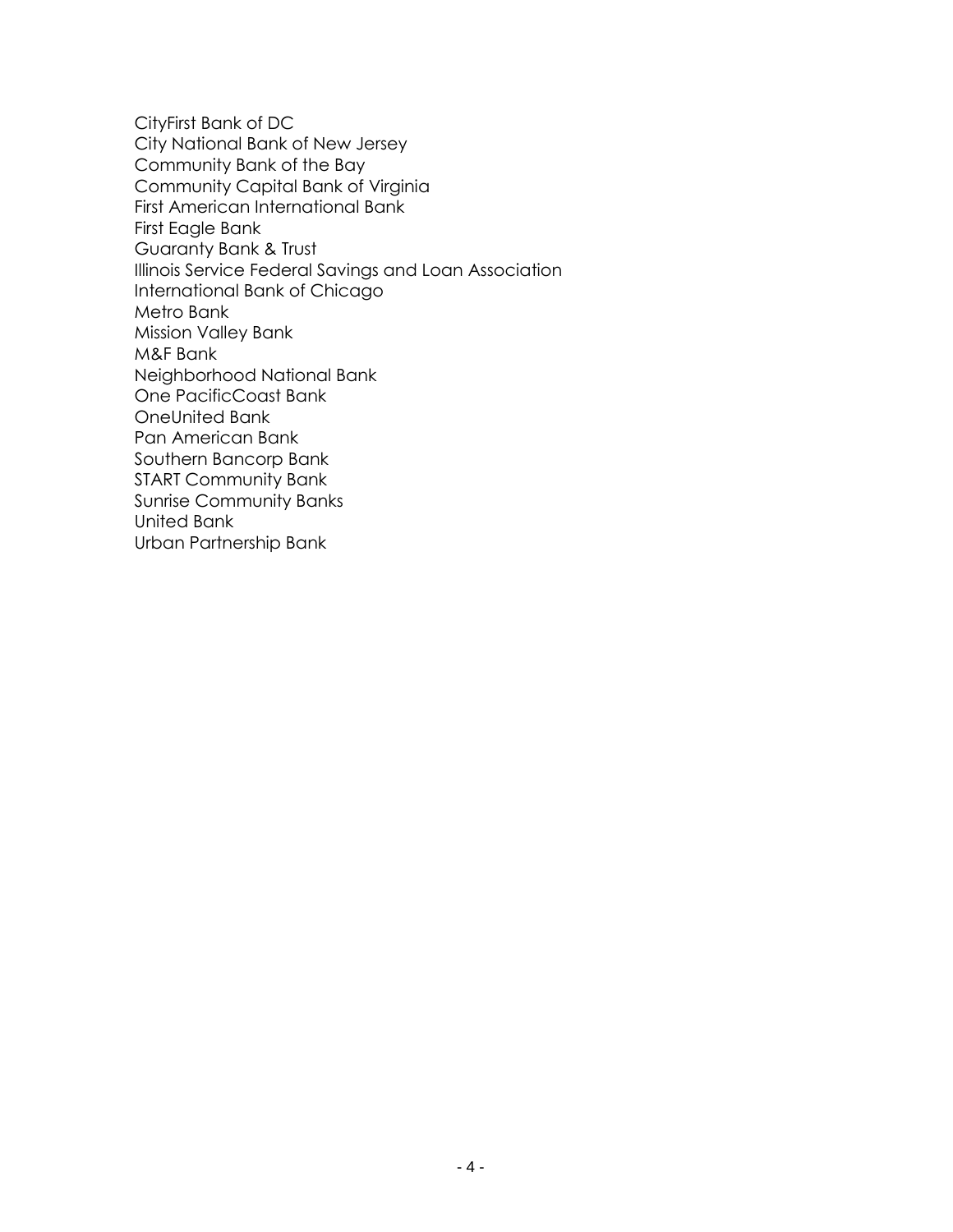CityFirst Bank of DC
City National Bank of New Jersey
Community Bank of the Bay
Community Capital Bank of Virginia
First American International Bank
First Eagle Bank
Guaranty Bank & Trust
Illinois Service Federal Savings and Loan Association
International Bank of Chicago
Metro Bank
Mission Valley Bank
M&F Bank
Neighborhood National Bank
One PacificCoast Bank
OneUnited Bank
Pan American Bank
Southern Bancorp Bank
START Community Bank
Sunrise Community Banks
United Bank
Urban Partnership Bank